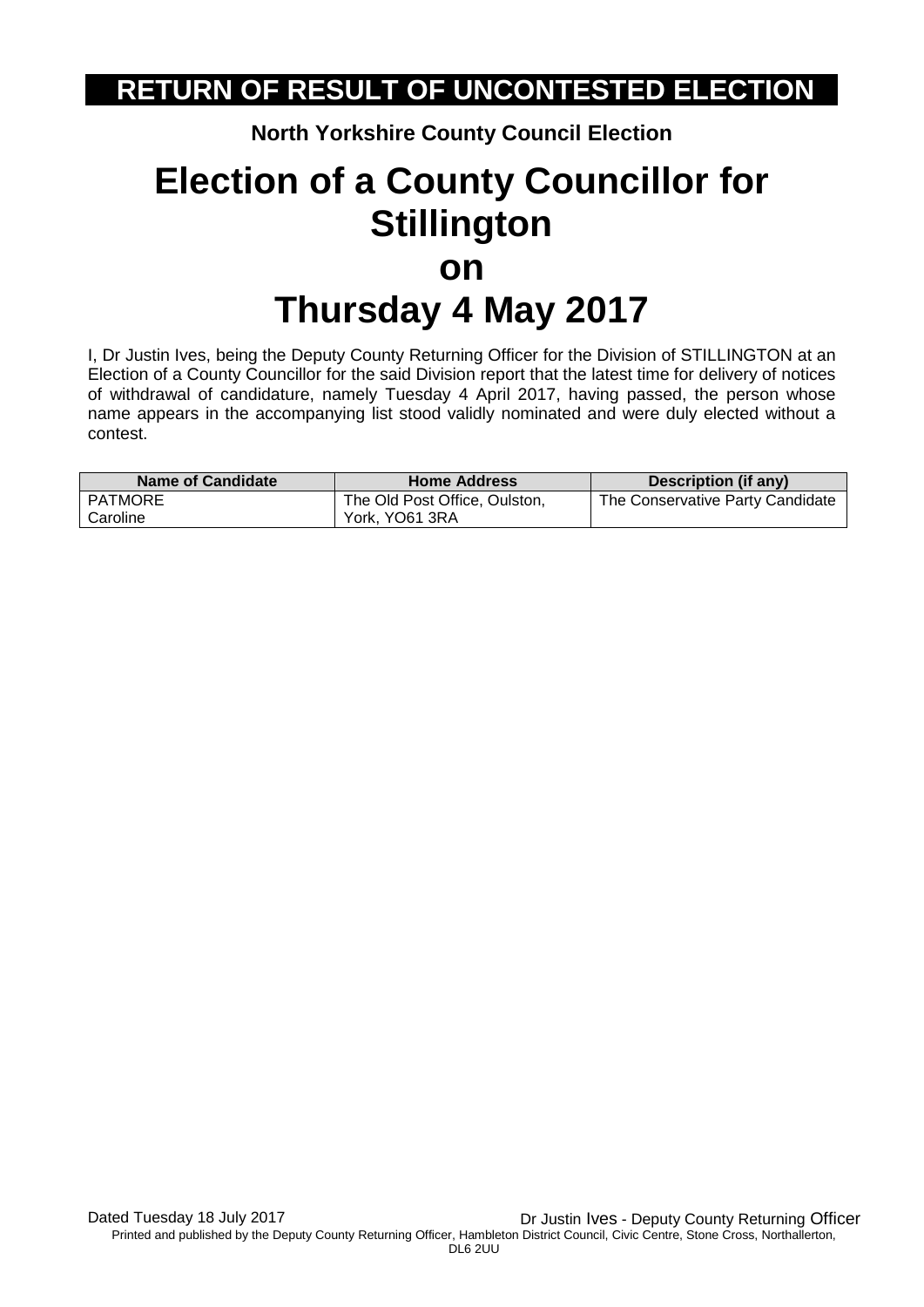# RETURN OF RESULT OF UNCONTESTED ELECTION

**North Yorkshire County Council Election**

# Election of a County Councillor for Stillington on Thursday 4 May 2017

I, Dr Justin Ives, being the Deputy County Returning Officer for the Division of STILLINGTON at an Election of a County Councillor for the said Division report that the latest time for delivery of notices of withdrawal of candidature, namely Tuesday 4 April 2017, having passed, the person whose name appears in the accompanying list stood validly nominated and were duly elected without a contest.

| Name of Candidate | Home Address | Description (if any) |
| --- | --- | --- |
| PATMORE Caroline | The Old Post Office, Oulston, York, YO61 3RA | The Conservative Party Candidate |

Dated Tuesday 18 July 2017

Dr Justin Ives - Deputy County Returning Officer

Printed and published by the Deputy County Returning Officer, Hambleton District Council, Civic Centre, Stone Cross, Northallerton, DL6 2UU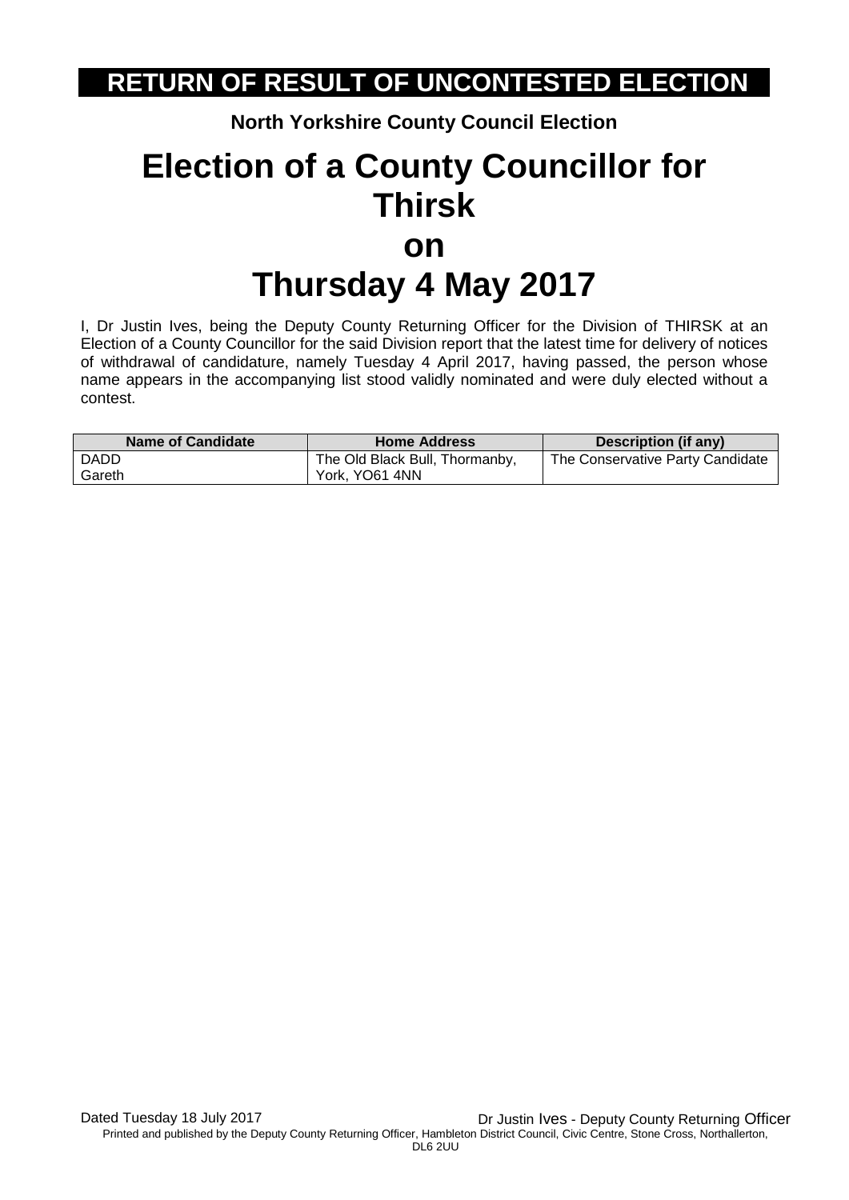# RETURN OF RESULT OF UNCONTESTED ELECTION

**North Yorkshire County Council Election**

# Election of a County Councillor for Thirsk on Thursday 4 May 2017

I, Dr Justin Ives, being the Deputy County Returning Officer for the Division of THIRSK at an Election of a County Councillor for the said Division report that the latest time for delivery of notices of withdrawal of candidature, namely Tuesday 4 April 2017, having passed, the person whose name appears in the accompanying list stood validly nominated and were duly elected without a contest.

| Name of Candidate | Home Address | Description (if any) |
|---|---|---|
| DADD Gareth | The Old Black Bull, Thormanby, York, YO61 4NN | The Conservative Party Candidate |

Dated Tuesday 18 July 2017

Dr Justin Ives - Deputy County Returning Officer

Printed and published by the Deputy County Returning Officer, Hambleton District Council, Civic Centre, Stone Cross, Northallerton, DL6 2UU